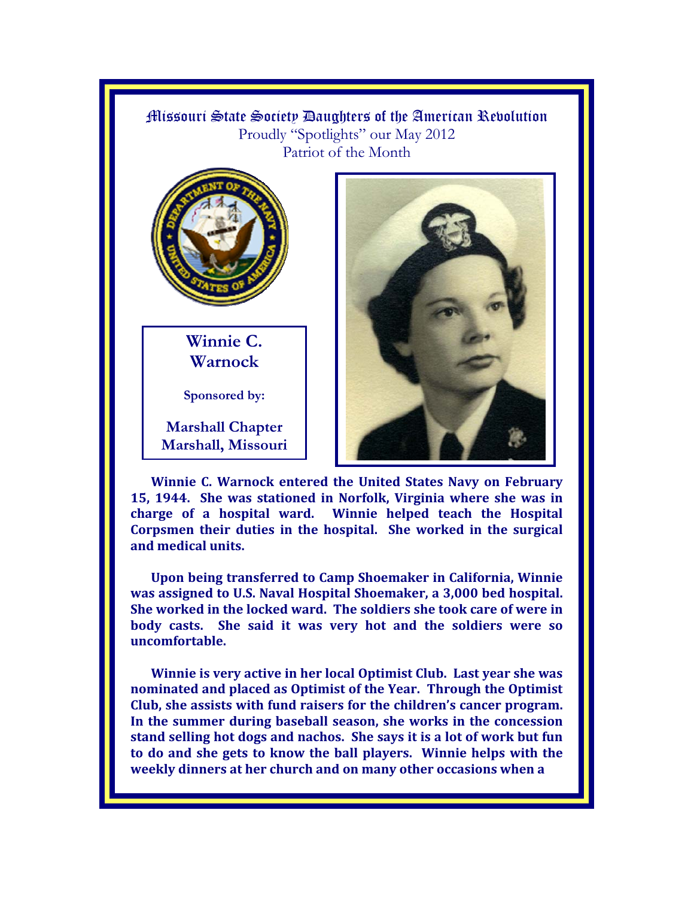# Missouri State Society Daughters of the American Revolution

Proudly "Spotlights" our May 2012

Patriot of the Month

## Winnie C. Warnock

**Sponsored by:**

**Marshall Chapter**
**Marshall, Missouri**

**Winnie C. Warnock entered the United States Navy on February 15, 1944. She was stationed in Norfolk, Virginia where she was in charge of a hospital ward. Winnie helped teach the Hospital Corpsmen their duties in the hospital. She worked in the surgical and medical units.**

**Upon being transferred to Camp Shoemaker in California, Winnie was assigned to U.S. Naval Hospital Shoemaker, a 3,000 bed hospital. She worked in the locked ward. The soldiers she took care of were in body casts. She said it was very hot and the soldiers were so uncomfortable.**

**Winnie is very active in her local Optimist Club. Last year she was nominated and placed as Optimist of the Year. Through the Optimist Club, she assists with fund raisers for the children's cancer program. In the summer during baseball season, she works in the concession stand selling hot dogs and nachos. She says it is a lot of work but fun to do and she gets to know the ball players. Winnie helps with the weekly dinners at her church and on many other occasions when a**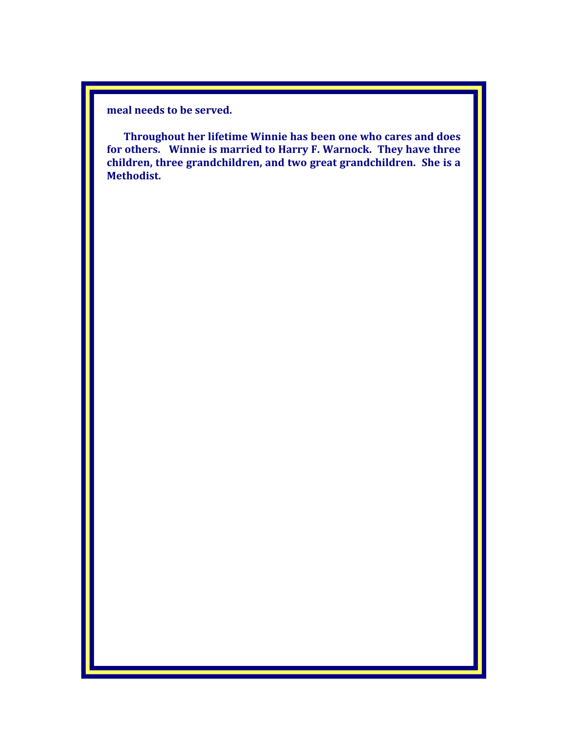**meal needs to be served.**

**Throughout her lifetime Winnie has been one who cares and does for others. Winnie is married to Harry F. Warnock. They have three children, three grandchildren, and two great grandchildren. She is a Methodist.**